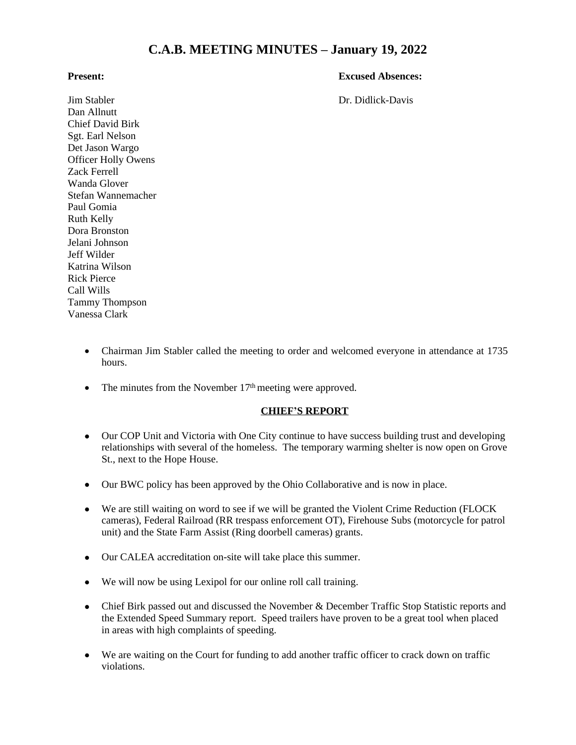# C.A.B. MEETING MINUTES – January 19, 2022

**Present:**

Jim Stabler
Dan Allnutt
Chief David Birk
Sgt. Earl Nelson
Det Jason Wargo
Officer Holly Owens
Zack Ferrell
Wanda Glover
Stefan Wannemacher
Paul Gomia
Ruth Kelly
Dora Bronston
Jelani Johnson
Jeff Wilder
Katrina Wilson
Rick Pierce
Call Wills
Tammy Thompson
Vanessa Clark

**Excused Absences:**

Dr. Didlick-Davis

- Chairman Jim Stabler called the meeting to order and welcomed everyone in attendance at 1735 hours.
- The minutes from the November 17th meeting were approved.

## CHIEF'S REPORT

- Our COP Unit and Victoria with One City continue to have success building trust and developing relationships with several of the homeless. The temporary warming shelter is now open on Grove St., next to the Hope House.
- Our BWC policy has been approved by the Ohio Collaborative and is now in place.
- We are still waiting on word to see if we will be granted the Violent Crime Reduction (FLOCK cameras), Federal Railroad (RR trespass enforcement OT), Firehouse Subs (motorcycle for patrol unit) and the State Farm Assist (Ring doorbell cameras) grants.
- Our CALEA accreditation on-site will take place this summer.
- We will now be using Lexipol for our online roll call training.
- Chief Birk passed out and discussed the November & December Traffic Stop Statistic reports and the Extended Speed Summary report. Speed trailers have proven to be a great tool when placed in areas with high complaints of speeding.
- We are waiting on the Court for funding to add another traffic officer to crack down on traffic violations.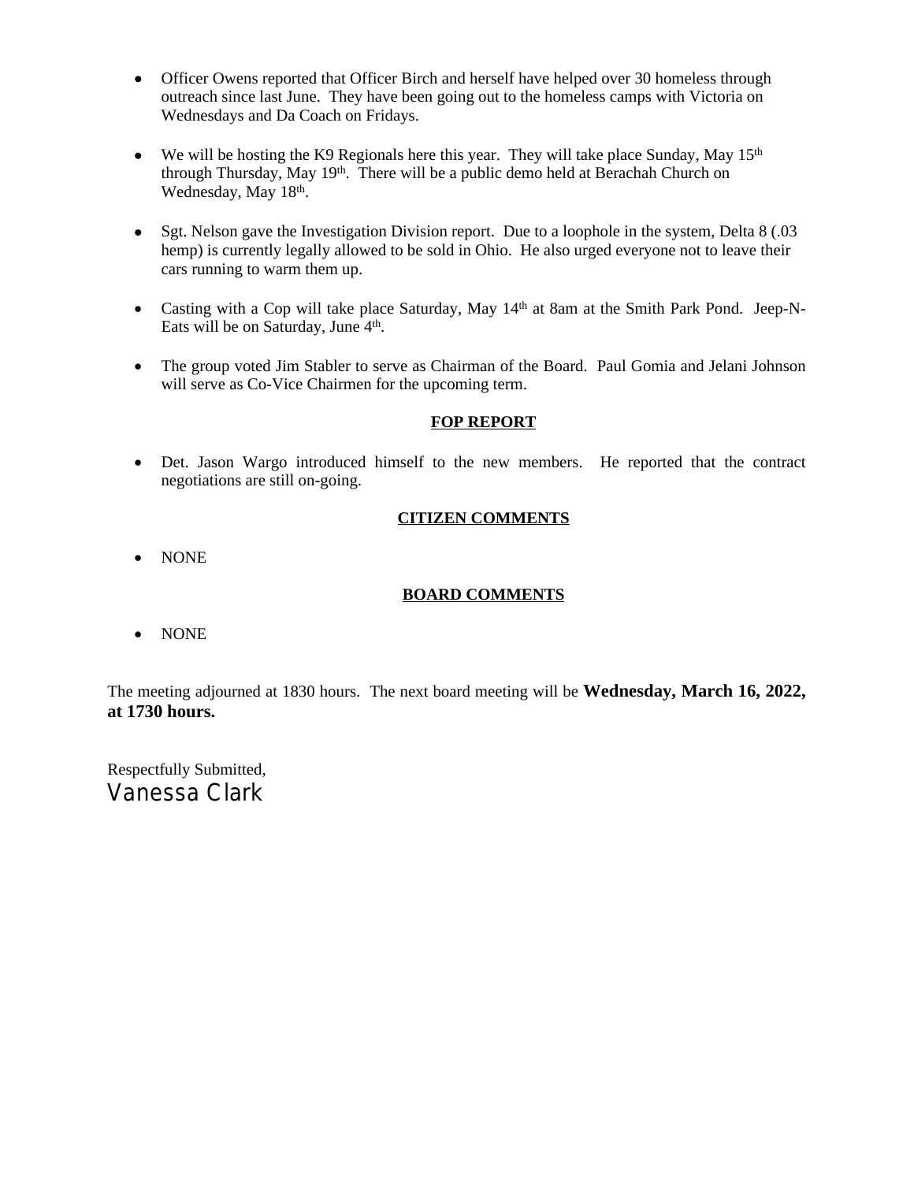- Officer Owens reported that Officer Birch and herself have helped over 30 homeless through outreach since last June. They have been going out to the homeless camps with Victoria on Wednesdays and Da Coach on Fridays.

- We will be hosting the K9 Regionals here this year. They will take place Sunday, May 15th through Thursday, May 19th. There will be a public demo held at Berachah Church on Wednesday, May 18th.

- Sgt. Nelson gave the Investigation Division report. Due to a loophole in the system, Delta 8 (.03 hemp) is currently legally allowed to be sold in Ohio. He also urged everyone not to leave their cars running to warm them up.

- Casting with a Cop will take place Saturday, May 14th at 8am at the Smith Park Pond. Jeep-N-Eats will be on Saturday, June 4th.

- The group voted Jim Stabler to serve as Chairman of the Board. Paul Gomia and Jelani Johnson will serve as Co-Vice Chairmen for the upcoming term.

## FOP REPORT

- Det. Jason Wargo introduced himself to the new members. He reported that the contract negotiations are still on-going.

## CITIZEN COMMENTS

- NONE

## BOARD COMMENTS

- NONE

The meeting adjourned at 1830 hours. The next board meeting will be **Wednesday, March 16, 2022, at 1730 hours.**

Respectfully Submitted,
Vanessa Clark